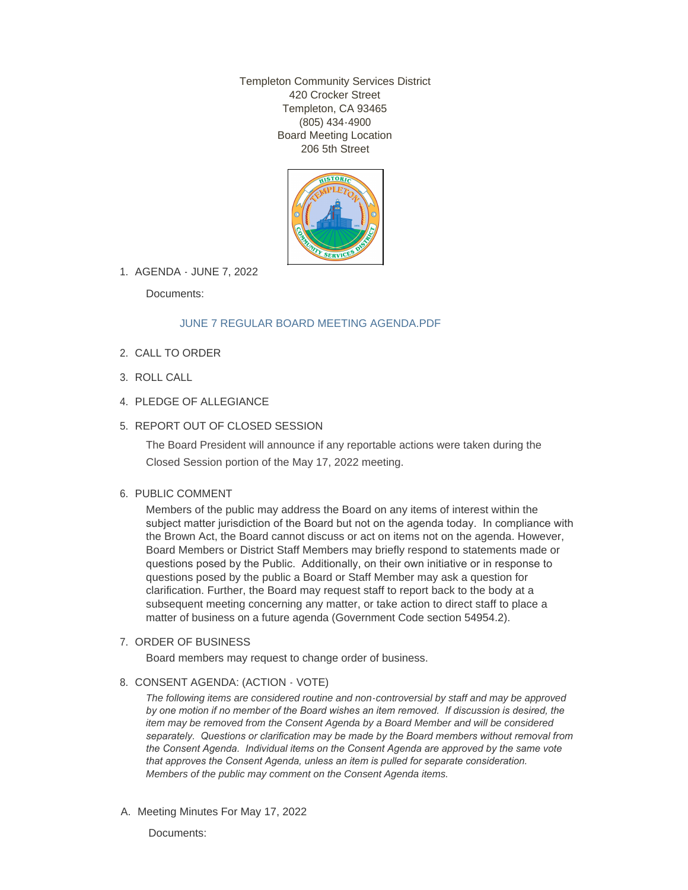Templeton Community Services District
420 Crocker Street
Templeton, CA 93465
(805) 434-4900
Board Meeting Location
206 5th Street

1. AGENDA - JUNE 7, 2022

   Documents:

   JUNE 7 REGULAR BOARD MEETING AGENDA.PDF

2. CALL TO ORDER

3. ROLL CALL

4. PLEDGE OF ALLEGIANCE

5. REPORT OUT OF CLOSED SESSION

   The Board President will announce if any reportable actions were taken during the Closed Session portion of the May 17, 2022 meeting.

6. PUBLIC COMMENT

   Members of the public may address the Board on any items of interest within the subject matter jurisdiction of the Board but not on the agenda today. In compliance with the Brown Act, the Board cannot discuss or act on items not on the agenda. However, Board Members or District Staff Members may briefly respond to statements made or questions posed by the Public. Additionally, on their own initiative or in response to questions posed by the public a Board or Staff Member may ask a question for clarification. Further, the Board may request staff to report back to the body at a subsequent meeting concerning any matter, or take action to direct staff to place a matter of business on a future agenda (Government Code section 54954.2).

7. ORDER OF BUSINESS

   Board members may request to change order of business.

8. CONSENT AGENDA: (ACTION - VOTE)

   *The following items are considered routine and non-controversial by staff and may be approved by one motion if no member of the Board wishes an item removed. If discussion is desired, the item may be removed from the Consent Agenda by a Board Member and will be considered separately. Questions or clarification may be made by the Board members without removal from the Consent Agenda. Individual items on the Consent Agenda are approved by the same vote that approves the Consent Agenda, unless an item is pulled for separate consideration. Members of the public may comment on the Consent Agenda items.*

A. Meeting Minutes For May 17, 2022

   Documents: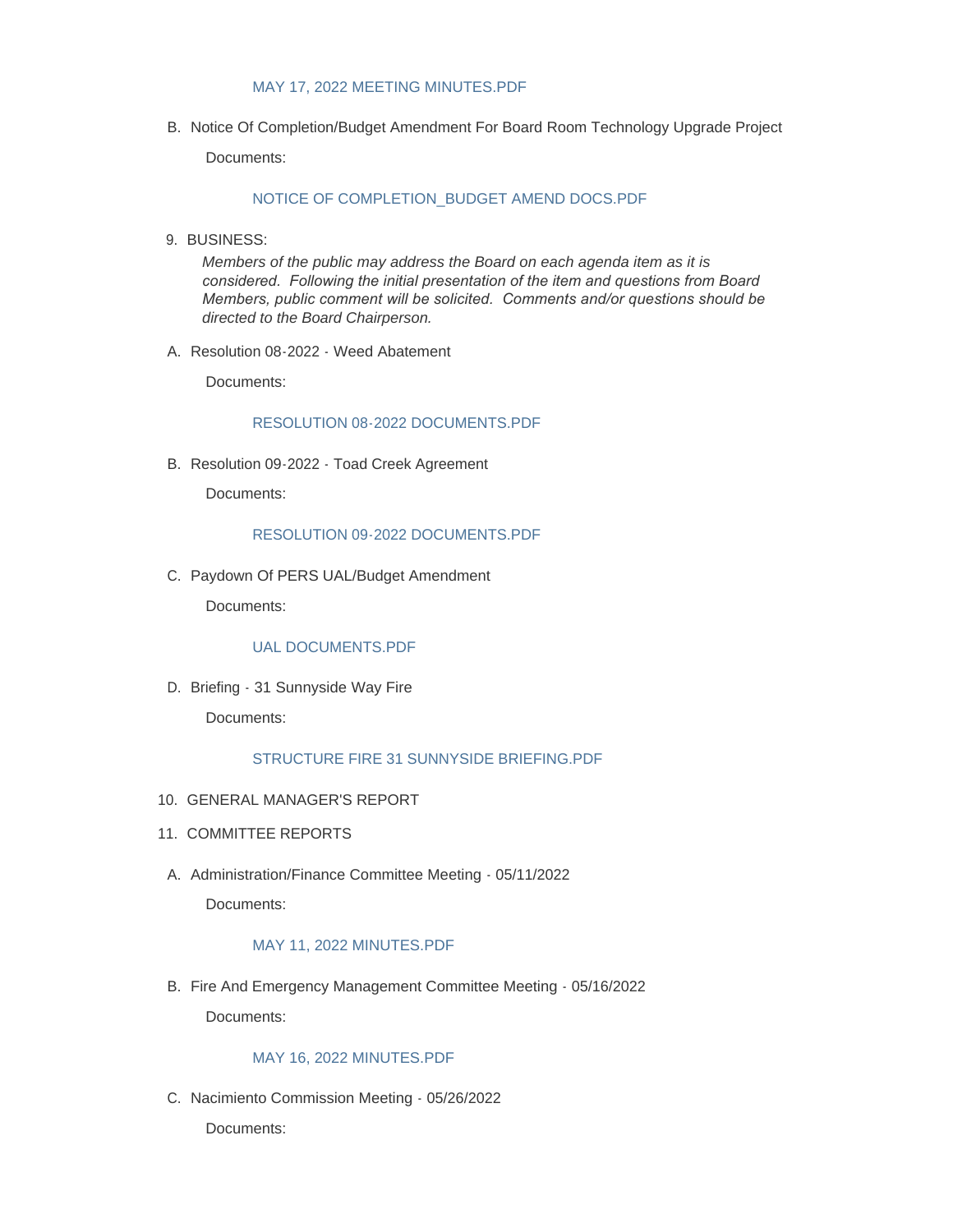MAY 17, 2022 MEETING MINUTES.PDF

B. Notice Of Completion/Budget Amendment For Board Room Technology Upgrade Project

Documents:

NOTICE OF COMPLETION_BUDGET AMEND DOCS.PDF

9. BUSINESS:

*Members of the public may address the Board on each agenda item as it is considered. Following the initial presentation of the item and questions from Board Members, public comment will be solicited. Comments and/or questions should be directed to the Board Chairperson.*

A. Resolution 08-2022 - Weed Abatement

Documents:

RESOLUTION 08-2022 DOCUMENTS.PDF

B. Resolution 09-2022 - Toad Creek Agreement

Documents:

RESOLUTION 09-2022 DOCUMENTS.PDF

C. Paydown Of PERS UAL/Budget Amendment

Documents:

UAL DOCUMENTS.PDF

D. Briefing - 31 Sunnyside Way Fire

Documents:

STRUCTURE FIRE 31 SUNNYSIDE BRIEFING.PDF

10. GENERAL MANAGER'S REPORT

11. COMMITTEE REPORTS

A. Administration/Finance Committee Meeting - 05/11/2022

Documents:

MAY 11, 2022 MINUTES.PDF

B. Fire And Emergency Management Committee Meeting - 05/16/2022

Documents:

MAY 16, 2022 MINUTES.PDF

C. Nacimiento Commission Meeting - 05/26/2022

Documents: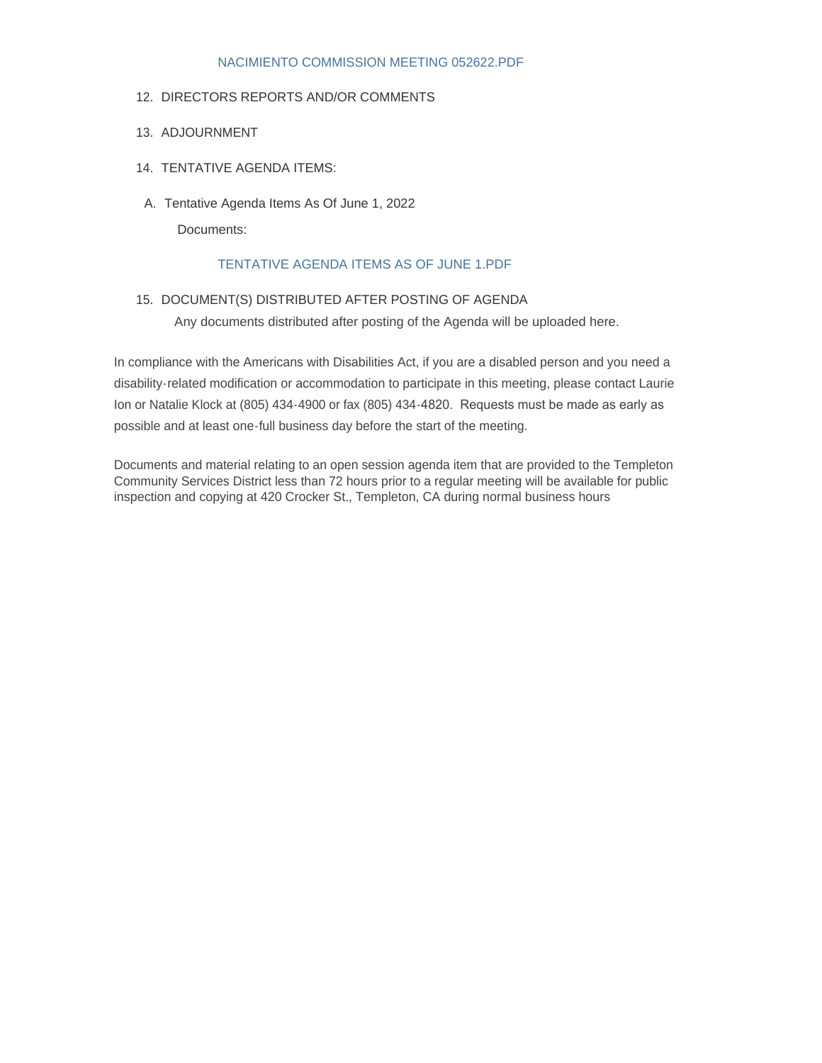NACIMIENTO COMMISSION MEETING 052622.PDF

12. DIRECTORS REPORTS AND/OR COMMENTS

13. ADJOURNMENT

14. TENTATIVE AGENDA ITEMS:

   A. Tentative Agenda Items As Of June 1, 2022

      Documents:

      TENTATIVE AGENDA ITEMS AS OF JUNE 1.PDF

15. DOCUMENT(S) DISTRIBUTED AFTER POSTING OF AGENDA

    Any documents distributed after posting of the Agenda will be uploaded here.

In compliance with the Americans with Disabilities Act, if you are a disabled person and you need a disability-related modification or accommodation to participate in this meeting, please contact Laurie Ion or Natalie Klock at (805) 434-4900 or fax (805) 434-4820. Requests must be made as early as possible and at least one-full business day before the start of the meeting.

Documents and material relating to an open session agenda item that are provided to the Templeton Community Services District less than 72 hours prior to a regular meeting will be available for public inspection and copying at 420 Crocker St., Templeton, CA during normal business hours